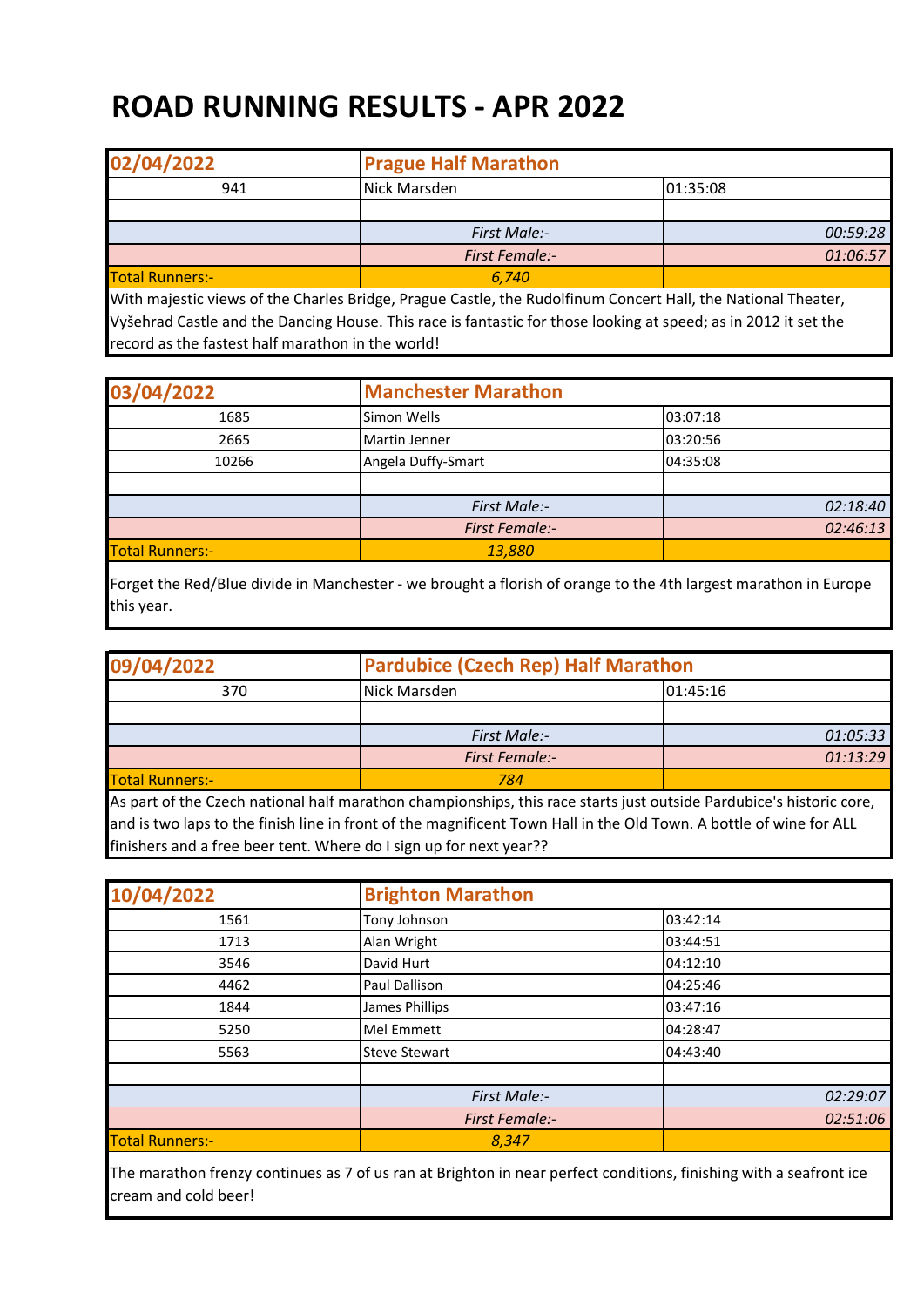# ROAD RUNNING RESULTS - APR 2022

| 02/04/2022 | Prague Half Marathon | |
|---|---|---|
| 941 | Nick Marsden | 01:35:08 |
| | | |
| | *First Male:-* | *00:59:28* |
| | *First Female:-* | *01:06:57* |
| Total Runners:- | *6,740* | |

With majestic views of the Charles Bridge, Prague Castle, the Rudolfinum Concert Hall, the National Theater, Vyšehrad Castle and the Dancing House. This race is fantastic for those looking at speed; as in 2012 it set the record as the fastest half marathon in the world!

| 03/04/2022 | Manchester Marathon | |
|---|---|---|
| 1685 | Simon Wells | 03:07:18 |
| 2665 | Martin Jenner | 03:20:56 |
| 10266 | Angela Duffy-Smart | 04:35:08 |
| | | |
| | *First Male:-* | *02:18:40* |
| | *First Female:-* | *02:46:13* |
| Total Runners:- | *13,880* | |

Forget the Red/Blue divide in Manchester - we brought a florish of orange to the 4th largest marathon in Europe this year.

| 09/04/2022 | Pardubice (Czech Rep) Half Marathon | |
|---|---|---|
| 370 | Nick Marsden | 01:45:16 |
| | | |
| | *First Male:-* | *01:05:33* |
| | *First Female:-* | *01:13:29* |
| Total Runners:- | *784* | |

As part of the Czech national half marathon championships, this race starts just outside Pardubice's historic core, and is two laps to the finish line in front of the magnificent Town Hall in the Old Town. A bottle of wine for ALL finishers and a free beer tent. Where do I sign up for next year??

| 10/04/2022 | Brighton Marathon | |
|---|---|---|
| 1561 | Tony Johnson | 03:42:14 |
| 1713 | Alan Wright | 03:44:51 |
| 3546 | David Hurt | 04:12:10 |
| 4462 | Paul Dallison | 04:25:46 |
| 1844 | James Phillips | 03:47:16 |
| 5250 | Mel Emmett | 04:28:47 |
| 5563 | Steve Stewart | 04:43:40 |
| | | |
| | *First Male:-* | *02:29:07* |
| | *First Female:-* | *02:51:06* |
| Total Runners:- | *8,347* | |

The marathon frenzy continues as 7 of us ran at Brighton in near perfect conditions, finishing with a seafront ice cream and cold beer!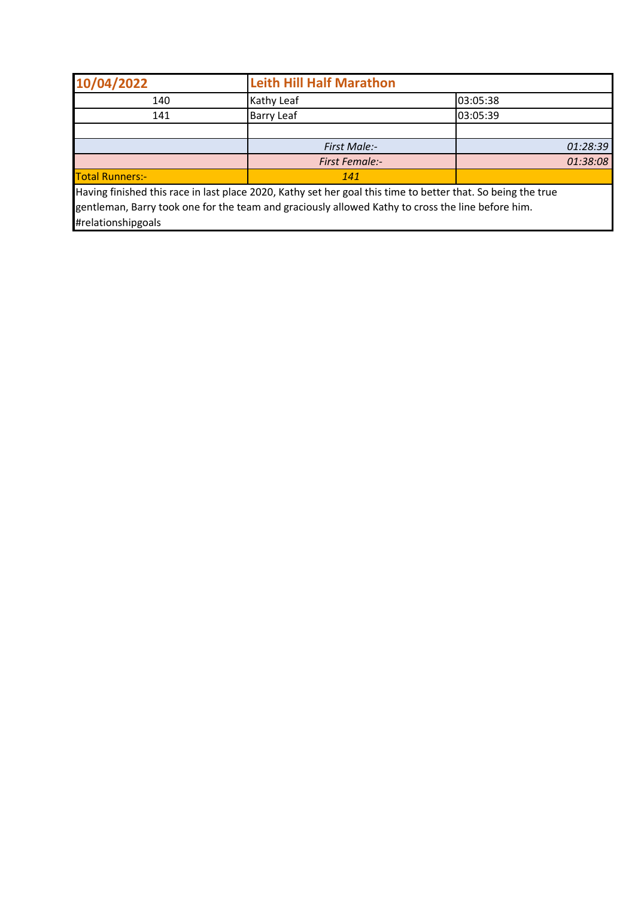| 10/04/2022 | Leith Hill Half Marathon | |
|---|---|---|
| 140 | Kathy Leaf | 03:05:38 |
| 141 | Barry Leaf | 03:05:39 |
| | | |
| | *First Male:-* | *01:28:39* |
| | *First Female:-* | *01:38:08* |
| Total Runners:- | *141* | |

Having finished this race in last place 2020, Kathy set her goal this time to better that. So being the true gentleman, Barry took one for the team and graciously allowed Kathy to cross the line before him. #relationshipgoals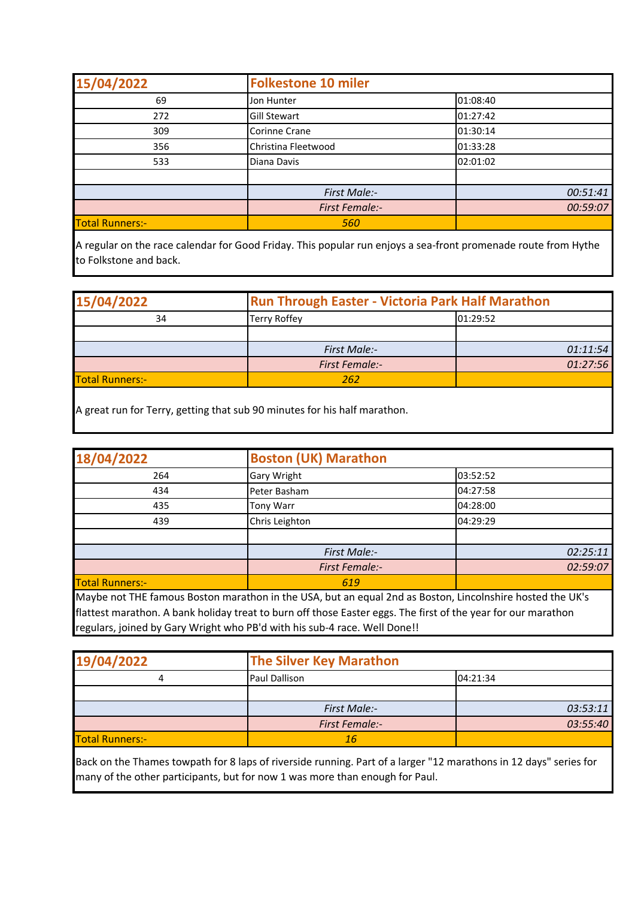| 15/04/2022 | Folkestone 10 miler | |
|---|---|---|
| 69 | Jon Hunter | 01:08:40 |
| 272 | Gill Stewart | 01:27:42 |
| 309 | Corinne Crane | 01:30:14 |
| 356 | Christina Fleetwood | 01:33:28 |
| 533 | Diana Davis | 02:01:02 |
| | | |
| | *First Male:-* | *00:51:41* |
| | *First Female:-* | *00:59:07* |
| Total Runners:- | *560* | |

A regular on the race calendar for Good Friday. This popular run enjoys a sea-front promenade route from Hythe to Folkstone and back.

| 15/04/2022 | Run Through Easter - Victoria Park Half Marathon | |
|---|---|---|
| 34 | Terry Roffey | 01:29:52 |
| | | |
| | *First Male:-* | *01:11:54* |
| | *First Female:-* | *01:27:56* |
| Total Runners:- | *262* | |

A great run for Terry, getting that sub 90 minutes for his half marathon.

| 18/04/2022 | Boston (UK) Marathon | |
|---|---|---|
| 264 | Gary Wright | 03:52:52 |
| 434 | Peter Basham | 04:27:58 |
| 435 | Tony Warr | 04:28:00 |
| 439 | Chris Leighton | 04:29:29 |
| | | |
| | *First Male:-* | *02:25:11* |
| | *First Female:-* | *02:59:07* |
| Total Runners:- | *619* | |

Maybe not THE famous Boston marathon in the USA, but an equal 2nd as Boston, Lincolnshire hosted the UK's flattest marathon. A bank holiday treat to burn off those Easter eggs. The first of the year for our marathon regulars, joined by Gary Wright who PB'd with his sub-4 race. Well Done!!

| 19/04/2022 | The Silver Key Marathon | |
|---|---|---|
| 4 | Paul Dallison | 04:21:34 |
| | | |
| | *First Male:-* | *03:53:11* |
| | *First Female:-* | *03:55:40* |
| Total Runners:- | *16* | |

Back on the Thames towpath for 8 laps of riverside running. Part of a larger "12 marathons in 12 days" series for many of the other participants, but for now 1 was more than enough for Paul.